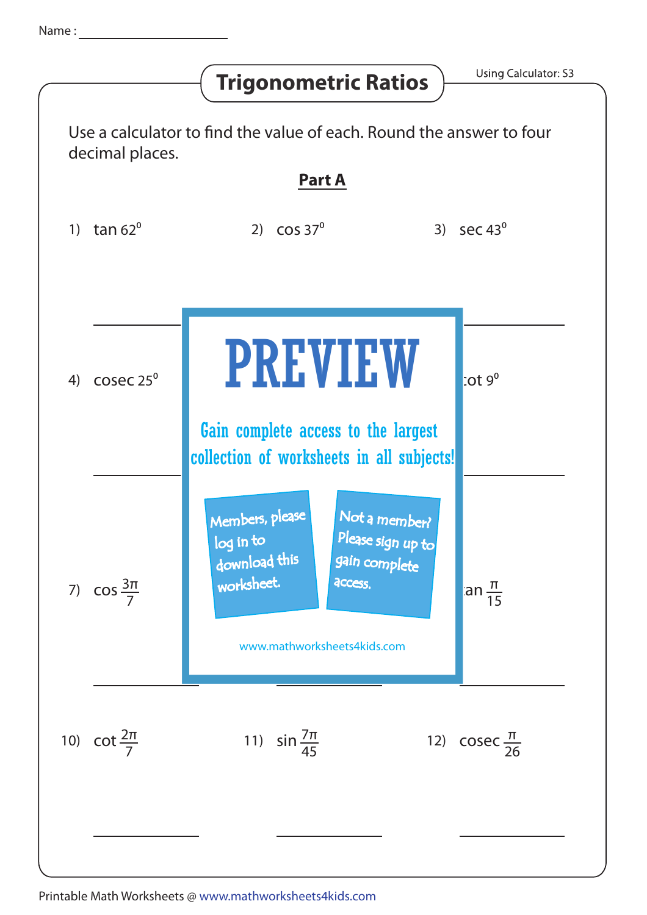Name : ____________________

# Trigonometric Ratios

Using Calculator: S3

Use a calculator to find the value of each. Round the answer to four decimal places.

## Part A

1) $\tan 62^0$

2) $\cos 37^0$

3) $\sec 43^0$

4) $\text{cosec } 25^0$

PREVIEW

Gain complete access to the largest collection of worksheets in all subjects!

Members, please log in to download this worksheet.

Not a member? Please sign up to gain complete access.

www.mathworksheets4kids.com

6) $\cot 9^0$

7) $\cos \frac{3\pi}{7}$

9) $\tan \frac{\pi}{15}$

10) $\cot \frac{2\pi}{7}$

11) $\sin \frac{7\pi}{45}$

12) $\text{cosec } \frac{\pi}{26}$

Printable Math Worksheets @ www.mathworksheets4kids.com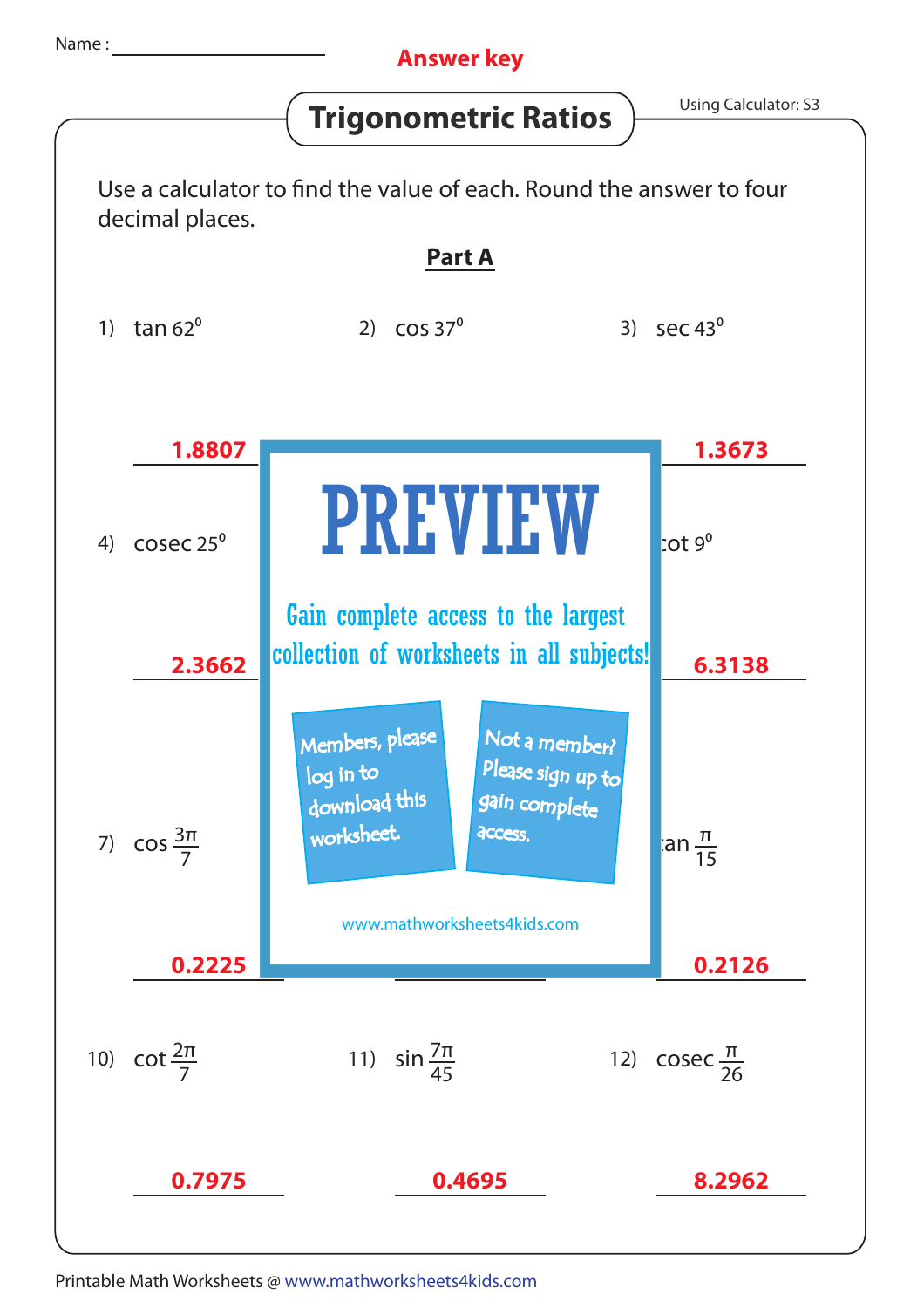Name : ____________

**Answer key**

# Trigonometric Ratios

Using Calculator: S3

Use a calculator to find the value of each. Round the answer to four decimal places.

## Part A

1) $\tan 62^0$

**1.8807**

2) $\cos 37^0$

3) $\sec 43^0$

**1.3673**

4) $\text{cosec } 25^0$

**2.3662**

$\cot 9^0$

**6.3138**

7) $\cos \frac{3\pi}{7}$

**0.2225**

$\tan \frac{\pi}{15}$

**0.2126**

10) $\cot \frac{2\pi}{7}$

**0.7975**

11) $\sin \frac{7\pi}{45}$

**0.4695**

12) $\text{cosec } \frac{\pi}{26}$

**8.2962**

PREVIEW

Gain complete access to the largest collection of worksheets in all subjects!

Members, please log in to download this worksheet.

Not a member? Please sign up to gain complete access.

www.mathworksheets4kids.com

Printable Math Worksheets @ www.mathworksheets4kids.com